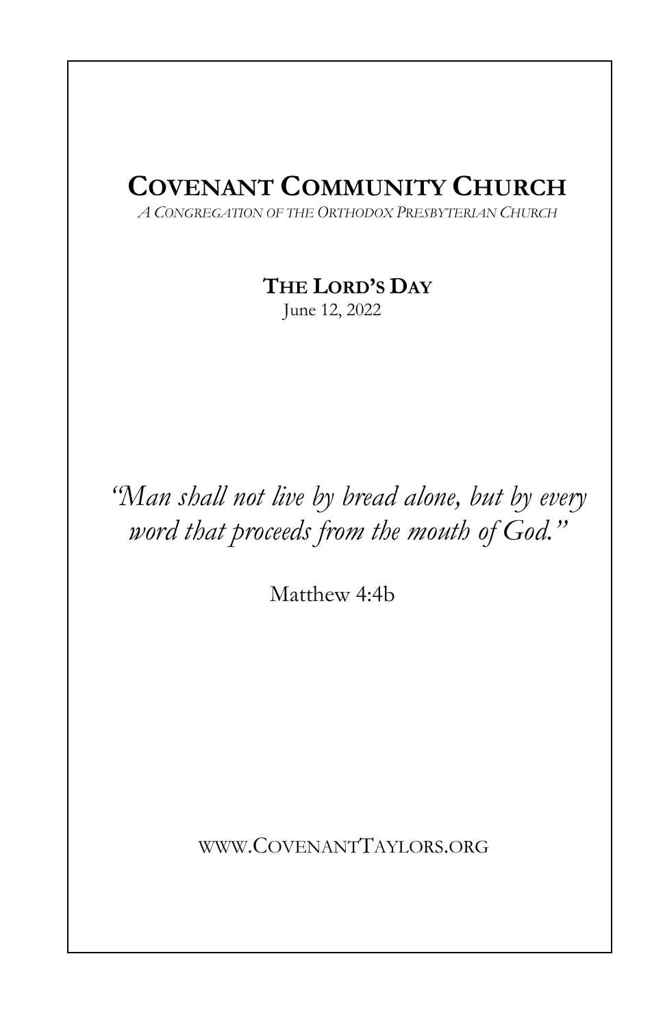# COVENANT COMMUNITY CHURCH

*A CONGREGATION OF THE ORTHODOX PRESBYTERIAN CHURCH*

**THE LORD'S DAY**

June 12, 2022

*"Man shall not live by bread alone, but by every word that proceeds from the mouth of God."*

Matthew 4:4b

WWW.COVENANTTAYLORS.ORG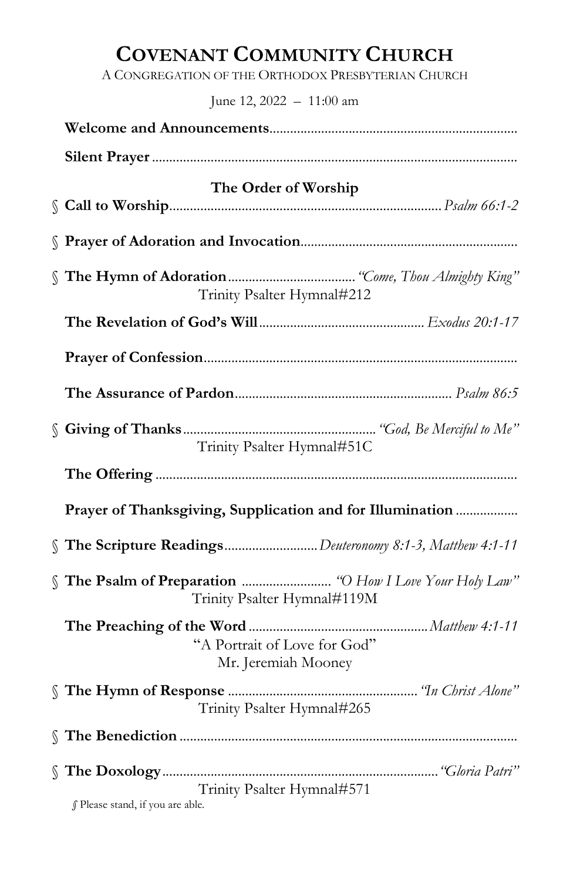# COVENANT COMMUNITY CHURCH

A CONGREGATION OF THE ORTHODOX PRESBYTERIAN CHURCH

June 12, 2022 – 11:00 am

**Welcome and Announcements**

**Silent Prayer**

## The Order of Worship

§ **Call to Worship** ........ *Psalm 66:1-2*

§ **Prayer of Adoration and Invocation**

§ **The Hymn of Adoration** ........ *"Come, Thou Almighty King"*
Trinity Psalter Hymnal#212

**The Revelation of God's Will** ........ *Exodus 20:1-17*

**Prayer of Confession**

**The Assurance of Pardon** ........ *Psalm 86:5*

§ **Giving of Thanks** ........ *"God, Be Merciful to Me"*
Trinity Psalter Hymnal#51C

**The Offering**

**Prayer of Thanksgiving, Supplication and for Illumination**

§ **The Scripture Readings** ........ *Deuteronomy 8:1-3, Matthew 4:1-11*

§ **The Psalm of Preparation** ........ *"O How I Love Your Holy Law"*
Trinity Psalter Hymnal#119M

**The Preaching of the Word** ........ *Matthew 4:1-11*
"A Portrait of Love for God"
Mr. Jeremiah Mooney

§ **The Hymn of Response** ........ *"In Christ Alone"*
Trinity Psalter Hymnal#265

§ **The Benediction**

§ **The Doxology** ........ *"Gloria Patri"*
Trinity Psalter Hymnal#571

§ Please stand, if you are able.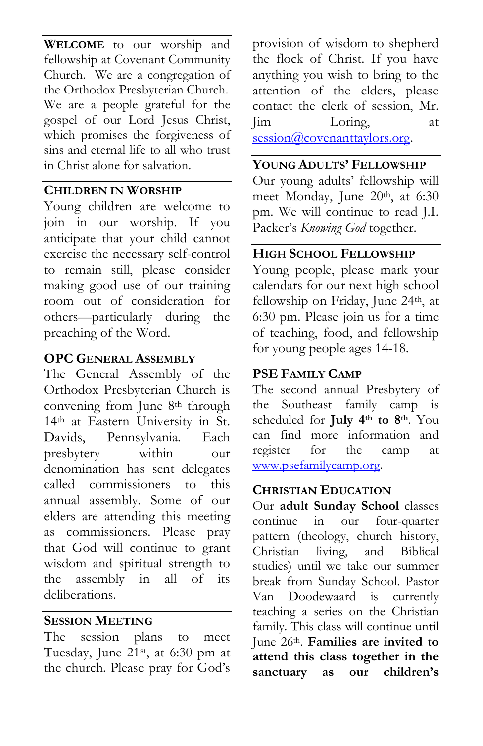**WELCOME** to our worship and fellowship at Covenant Community Church. We are a congregation of the Orthodox Presbyterian Church. We are a people grateful for the gospel of our Lord Jesus Christ, which promises the forgiveness of sins and eternal life to all who trust in Christ alone for salvation.

## CHILDREN IN WORSHIP

Young children are welcome to join in our worship. If you anticipate that your child cannot exercise the necessary self-control to remain still, please consider making good use of our training room out of consideration for others—particularly during the preaching of the Word.

## OPC GENERAL ASSEMBLY

The General Assembly of the Orthodox Presbyterian Church is convening from June 8th through 14th at Eastern University in St. Davids, Pennsylvania. Each presbytery within our denomination has sent delegates called commissioners to this annual assembly. Some of our elders are attending this meeting as commissioners. Please pray that God will continue to grant wisdom and spiritual strength to the assembly in all of its deliberations.

## SESSION MEETING

The session plans to meet Tuesday, June 21st, at 6:30 pm at the church. Please pray for God's provision of wisdom to shepherd the flock of Christ. If you have anything you wish to bring to the attention of the elders, please contact the clerk of session, Mr. Jim Loring, at session@covenanttaylors.org.

## YOUNG ADULTS' FELLOWSHIP

Our young adults' fellowship will meet Monday, June 20th, at 6:30 pm. We will continue to read J.I. Packer's *Knowing God* together.

## HIGH SCHOOL FELLOWSHIP

Young people, please mark your calendars for our next high school fellowship on Friday, June 24th, at 6:30 pm. Please join us for a time of teaching, food, and fellowship for young people ages 14-18.

## PSE FAMILY CAMP

The second annual Presbytery of the Southeast family camp is scheduled for **July 4th to 8th**. You can find more information and register for the camp at www.psefamilycamp.org.

## CHRISTIAN EDUCATION

Our **adult Sunday School** classes continue in our four-quarter pattern (theology, church history, Christian living, and Biblical studies) until we take our summer break from Sunday School. Pastor Van Doodewaard is currently teaching a series on the Christian family. This class will continue until June 26th. **Families are invited to attend this class together in the sanctuary as our children's**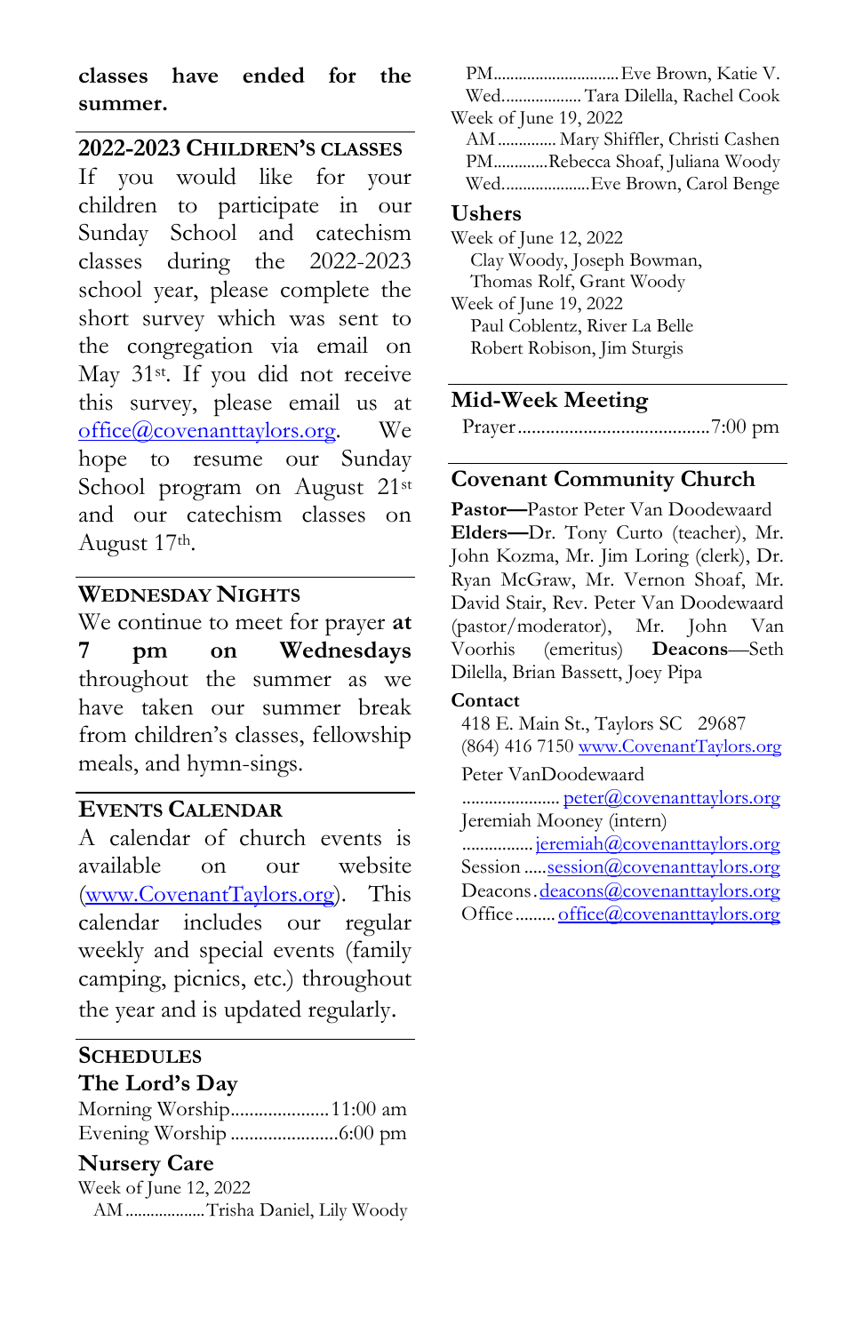**classes have ended for the summer.**

## 2022-2023 Children's Classes

If you would like for your children to participate in our Sunday School and catechism classes during the 2022-2023 school year, please complete the short survey which was sent to the congregation via email on May 31st. If you did not receive this survey, please email us at office@covenanttaylors.org. We hope to resume our Sunday School program on August 21st and our catechism classes on August 17th.

## Wednesday Nights

We continue to meet for prayer **at 7 pm on Wednesdays** throughout the summer as we have taken our summer break from children's classes, fellowship meals, and hymn-sings.

## Events Calendar

A calendar of church events is available on our website (www.CovenantTaylors.org). This calendar includes our regular weekly and special events (family camping, picnics, etc.) throughout the year and is updated regularly.

## Schedules

### The Lord's Day

Morning Worship..................... 11:00 am
Evening Worship ....................... 6:00 pm

### Nursery Care

Week of June 12, 2022
AM .................. Trisha Daniel, Lily Woody
PM ............................ Eve Brown, Katie V.
Wed.................. Tara Dilella, Rachel Cook

Week of June 19, 2022
AM ............. Mary Shiffler, Christi Cashen
PM............Rebecca Shoaf, Juliana Woody
Wed.....................Eve Brown, Carol Benge

### Ushers

Week of June 12, 2022
Clay Woody, Joseph Bowman,
Thomas Rolf, Grant Woody

Week of June 19, 2022
Paul Coblentz, River La Belle
Robert Robison, Jim Sturgis

## Mid-Week Meeting

Prayer ......................................... 7:00 pm

## Covenant Community Church

**Pastor**—Pastor Peter Van Doodewaard
**Elders**—Dr. Tony Curto (teacher), Mr. John Kozma, Mr. Jim Loring (clerk), Dr. Ryan McGraw, Mr. Vernon Shoaf, Mr. David Stair, Rev. Peter Van Doodewaard (pastor/moderator), Mr. John Van Voorhis (emeritus) **Deacons**—Seth Dilella, Brian Bassett, Joey Pipa

**Contact**

418 E. Main St., Taylors SC 29687
(864) 416 7150 www.CovenantTaylors.org

Peter VanDoodewaard
..................... peter@covenanttaylors.org
Jeremiah Mooney (intern)
............... jeremiah@covenanttaylors.org
Session ..... session@covenanttaylors.org
Deacons . deacons@covenanttaylors.org
Office ......... office@covenanttaylors.org